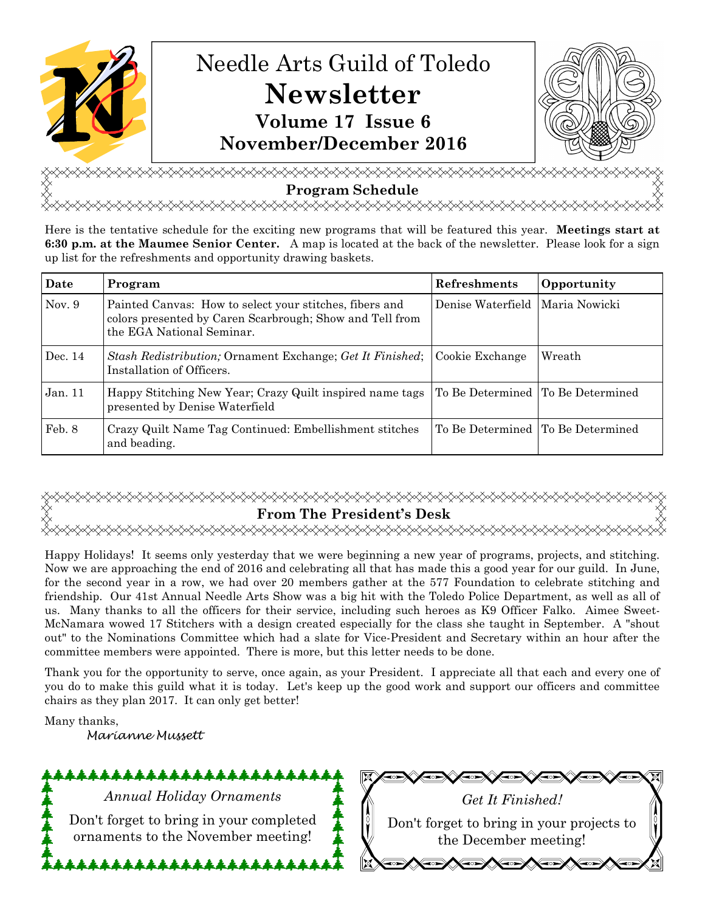# Needle Arts Guild of Toledo

# Newsletter

**Volume 17 Issue 6**

**November/December 2016**

## Program Schedule

Here is the tentative schedule for the exciting new programs that will be featured this year. **Meetings start at 6:30 p.m. at the Maumee Senior Center.** A map is located at the back of the newsletter. Please look for a sign up list for the refreshments and opportunity drawing baskets.

| Date | Program | Refreshments | Opportunity |
|---|---|---|---|
| Nov. 9 | Painted Canvas: How to select your stitches, fibers and colors presented by Caren Scarbrough; Show and Tell from the EGA National Seminar. | Denise Waterfield | Maria Nowicki |
| Dec. 14 | *Stash Redistribution;* Ornament Exchange; *Get It Finished*; Installation of Officers. | Cookie Exchange | Wreath |
| Jan. 11 | Happy Stitching New Year; Crazy Quilt inspired name tags presented by Denise Waterfield | To Be Determined | To Be Determined |
| Feb. 8 | Crazy Quilt Name Tag Continued: Embellishment stitches and beading. | To Be Determined | To Be Determined |

## From The President's Desk

Happy Holidays! It seems only yesterday that we were beginning a new year of programs, projects, and stitching. Now we are approaching the end of 2016 and celebrating all that has made this a good year for our guild. In June, for the second year in a row, we had over 20 members gather at the 577 Foundation to celebrate stitching and friendship. Our 41st Annual Needle Arts Show was a big hit with the Toledo Police Department, as well as all of us. Many thanks to all the officers for their service, including such heroes as K9 Officer Falko. Aimee Sweet-McNamara wowed 17 Stitchers with a design created especially for the class she taught in September. A "shout out" to the Nominations Committee which had a slate for Vice-President and Secretary within an hour after the committee members were appointed. There is more, but this letter needs to be done.

Thank you for the opportunity to serve, once again, as your President. I appreciate all that each and every one of you do to make this guild what it is today. Let's keep up the good work and support our officers and committee chairs as they plan 2017. It can only get better!

Many thanks,

*Marianne Mussett*

*Annual Holiday Ornaments*

Don't forget to bring in your completed ornaments to the November meeting!

*Get It Finished!*

Don't forget to bring in your projects to the December meeting!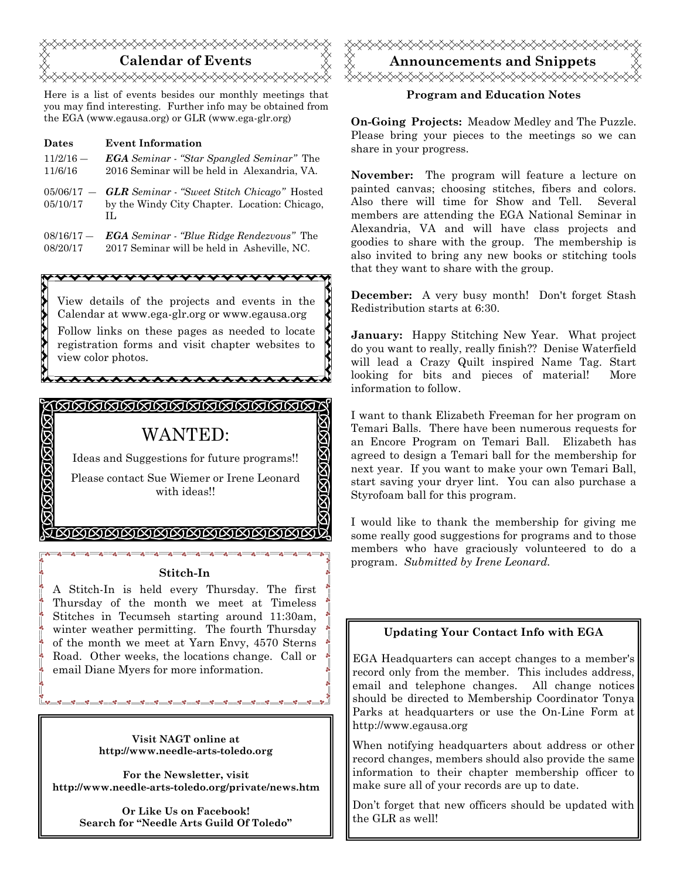## Calendar of Events

Here is a list of events besides our monthly meetings that you may find interesting. Further info may be obtained from the EGA (www.egausa.org) or GLR (www.ega-glr.org)

| Dates | Event Information |
|---|---|
| 11/2/16 — 11/6/16 | ***EGA** Seminar - "Star Spangled Seminar"* The 2016 Seminar will be held in Alexandria, VA. |
| 05/06/17 — 05/10/17 | ***GLR** Seminar - "Sweet Stitch Chicago"* Hosted by the Windy City Chapter. Location: Chicago, IL |
| 08/16/17 — 08/20/17 | ***EGA** Seminar - "Blue Ridge Rendezvous"* The 2017 Seminar will be held in Asheville, NC. |

View details of the projects and events in the Calendar at www.ega-glr.org or www.egausa.org

Follow links on these pages as needed to locate registration forms and visit chapter websites to view color photos.

# WANTED:

Ideas and Suggestions for future programs!!

Please contact Sue Wiemer or Irene Leonard with ideas!!

### Stitch-In

A Stitch-In is held every Thursday. The first Thursday of the month we meet at Timeless Stitches in Tecumseh starting around 11:30am, winter weather permitting. The fourth Thursday of the month we meet at Yarn Envy, 4570 Sterns Road. Other weeks, the locations change. Call or email Diane Myers for more information.

**Visit NAGT online at**
**http://www.needle-arts-toledo.org**

**For the Newsletter, visit**
**http://www.needle-arts-toledo.org/private/news.htm**

**Or Like Us on Facebook!**
**Search for "Needle Arts Guild Of Toledo"**

## Announcements and Snippets

### Program and Education Notes

**On-Going Projects:** Meadow Medley and The Puzzle. Please bring your pieces to the meetings so we can share in your progress.

**November:** The program will feature a lecture on painted canvas; choosing stitches, fibers and colors. Also there will time for Show and Tell. Several members are attending the EGA National Seminar in Alexandria, VA and will have class projects and goodies to share with the group. The membership is also invited to bring any new books or stitching tools that they want to share with the group.

**December:** A very busy month! Don't forget Stash Redistribution starts at 6:30.

**January:** Happy Stitching New Year. What project do you want to really, really finish?? Denise Waterfield will lead a Crazy Quilt inspired Name Tag. Start looking for bits and pieces of material! More information to follow.

I want to thank Elizabeth Freeman for her program on Temari Balls. There have been numerous requests for an Encore Program on Temari Ball. Elizabeth has agreed to design a Temari ball for the membership for next year. If you want to make your own Temari Ball, start saving your dryer lint. You can also purchase a Styrofoam ball for this program.

I would like to thank the membership for giving me some really good suggestions for programs and to those members who have graciously volunteered to do a program. *Submitted by Irene Leonard.*

### Updating Your Contact Info with EGA

EGA Headquarters can accept changes to a member's record only from the member. This includes address, email and telephone changes. All change notices should be directed to Membership Coordinator Tonya Parks at headquarters or use the On-Line Form at http://www.egausa.org

When notifying headquarters about address or other record changes, members should also provide the same information to their chapter membership officer to make sure all of your records are up to date.

Don't forget that new officers should be updated with the GLR as well!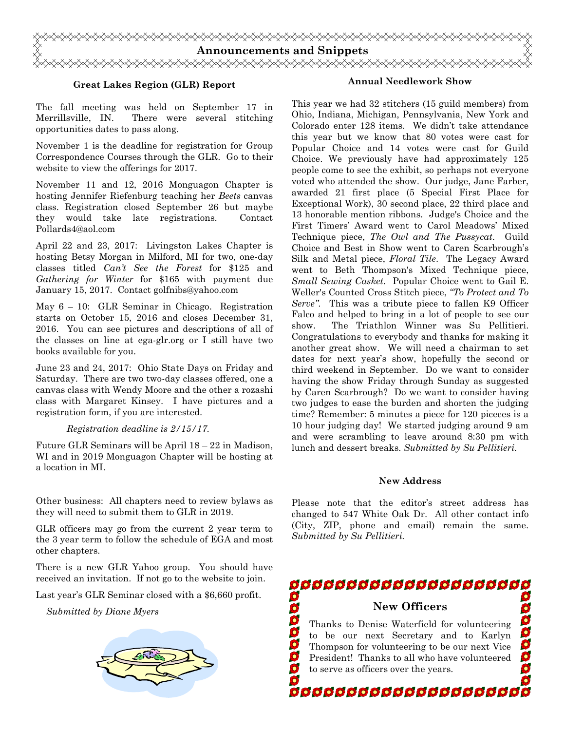# Announcements and Snippets

### Great Lakes Region (GLR) Report

The fall meeting was held on September 17 in Merrillsville, IN. There were several stitching opportunities dates to pass along.

November 1 is the deadline for registration for Group Correspondence Courses through the GLR. Go to their website to view the offerings for 2017.

November 11 and 12, 2016 Monguagon Chapter is hosting Jennifer Riefenburg teaching her *Beets* canvas class. Registration closed September 26 but maybe they would take late registrations. Contact Pollards4@aol.com

April 22 and 23, 2017: Livingston Lakes Chapter is hosting Betsy Morgan in Milford, MI for two, one-day classes titled *Can't See the Forest* for $125 and *Gathering for Winter* for $165 with payment due January 15, 2017. Contact golfnibs@yahoo.com

May 6 – 10: GLR Seminar in Chicago. Registration starts on October 15, 2016 and closes December 31, 2016. You can see pictures and descriptions of all of the classes on line at ega-glr.org or I still have two books available for you.

June 23 and 24, 2017: Ohio State Days on Friday and Saturday. There are two two-day classes offered, one a canvas class with Wendy Moore and the other a rozashi class with Margaret Kinsey. I have pictures and a registration form, if you are interested.

*Registration deadline is 2/15/17.*

Future GLR Seminars will be April 18 – 22 in Madison, WI and in 2019 Monguagon Chapter will be hosting at a location in MI.

Other business: All chapters need to review bylaws as they will need to submit them to GLR in 2019.

GLR officers may go from the current 2 year term to the 3 year term to follow the schedule of EGA and most other chapters.

There is a new GLR Yahoo group. You should have received an invitation. If not go to the website to join.

Last year's GLR Seminar closed with a $6,660 profit.

*Submitted by Diane Myers*

### Annual Needlework Show

This year we had 32 stitchers (15 guild members) from Ohio, Indiana, Michigan, Pennsylvania, New York and Colorado enter 128 items. We didn't take attendance this year but we know that 80 votes were cast for Popular Choice and 14 votes were cast for Guild Choice. We previously have had approximately 125 people come to see the exhibit, so perhaps not everyone voted who attended the show. Our judge, Jane Farber, awarded 21 first place (5 Special First Place for Exceptional Work), 30 second place, 22 third place and 13 honorable mention ribbons. Judge's Choice and the First Timers' Award went to Carol Meadows' Mixed Technique piece, *The Owl and The Pussycat*. Guild Choice and Best in Show went to Caren Scarbrough's Silk and Metal piece, *Floral Tile*. The Legacy Award went to Beth Thompson's Mixed Technique piece, *Small Sewing Casket*. Popular Choice went to Gail E. Weller's Counted Cross Stitch piece, *"To Protect and To Serve"*. This was a tribute piece to fallen K9 Officer Falco and helped to bring in a lot of people to see our show. The Triathlon Winner was Su Pellitieri. Congratulations to everybody and thanks for making it another great show. We will need a chairman to set dates for next year's show, hopefully the second or third weekend in September. Do we want to consider having the show Friday through Sunday as suggested by Caren Scarbrough? Do we want to consider having two judges to ease the burden and shorten the judging time? Remember: 5 minutes a piece for 120 piececes is a 10 hour judging day! We started judging around 9 am and were scrambling to leave around 8:30 pm with lunch and dessert breaks. *Submitted by Su Pellitieri.*

### New Address

Please note that the editor's street address has changed to 547 White Oak Dr. All other contact info (City, ZIP, phone and email) remain the same. *Submitted by Su Pellitieri.*

### New Officers

Thanks to Denise Waterfield for volunteering to be our next Secretary and to Karlyn Thompson for volunteering to be our next Vice President! Thanks to all who have volunteered to serve as officers over the years.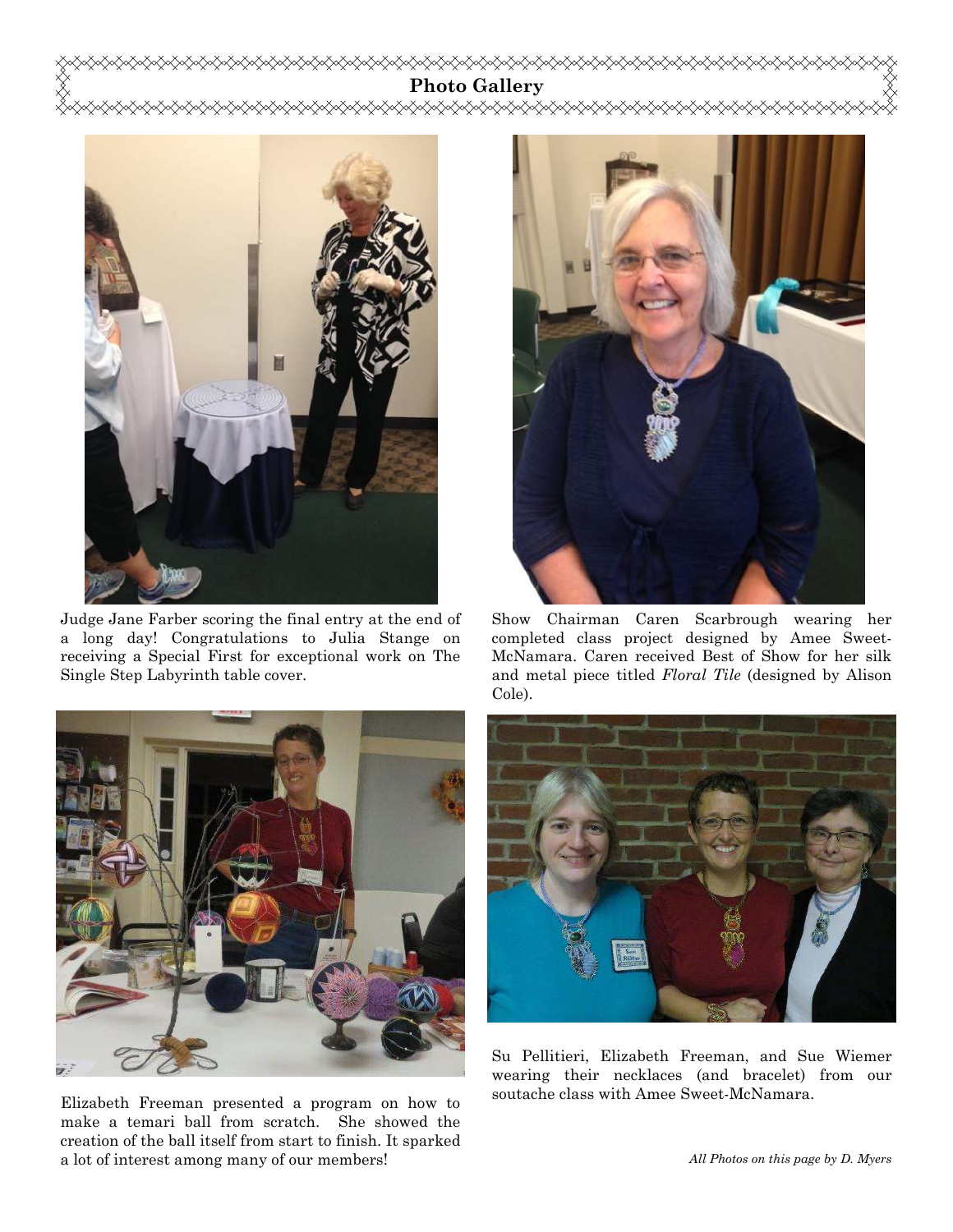## Photo Gallery

Judge Jane Farber scoring the final entry at the end of a long day! Congratulations to Julia Stange on receiving a Special First for exceptional work on The Single Step Labyrinth table cover.

Show Chairman Caren Scarbrough wearing her completed class project designed by Amee Sweet-McNamara. Caren received Best of Show for her silk and metal piece titled *Floral Tile* (designed by Alison Cole).

Elizabeth Freeman presented a program on how to make a temari ball from scratch. She showed the creation of the ball itself from start to finish. It sparked a lot of interest among many of our members!

Su Pellitieri, Elizabeth Freeman, and Sue Wiemer wearing their necklaces (and bracelet) from our soutache class with Amee Sweet-McNamara.

*All Photos on this page by D. Myers*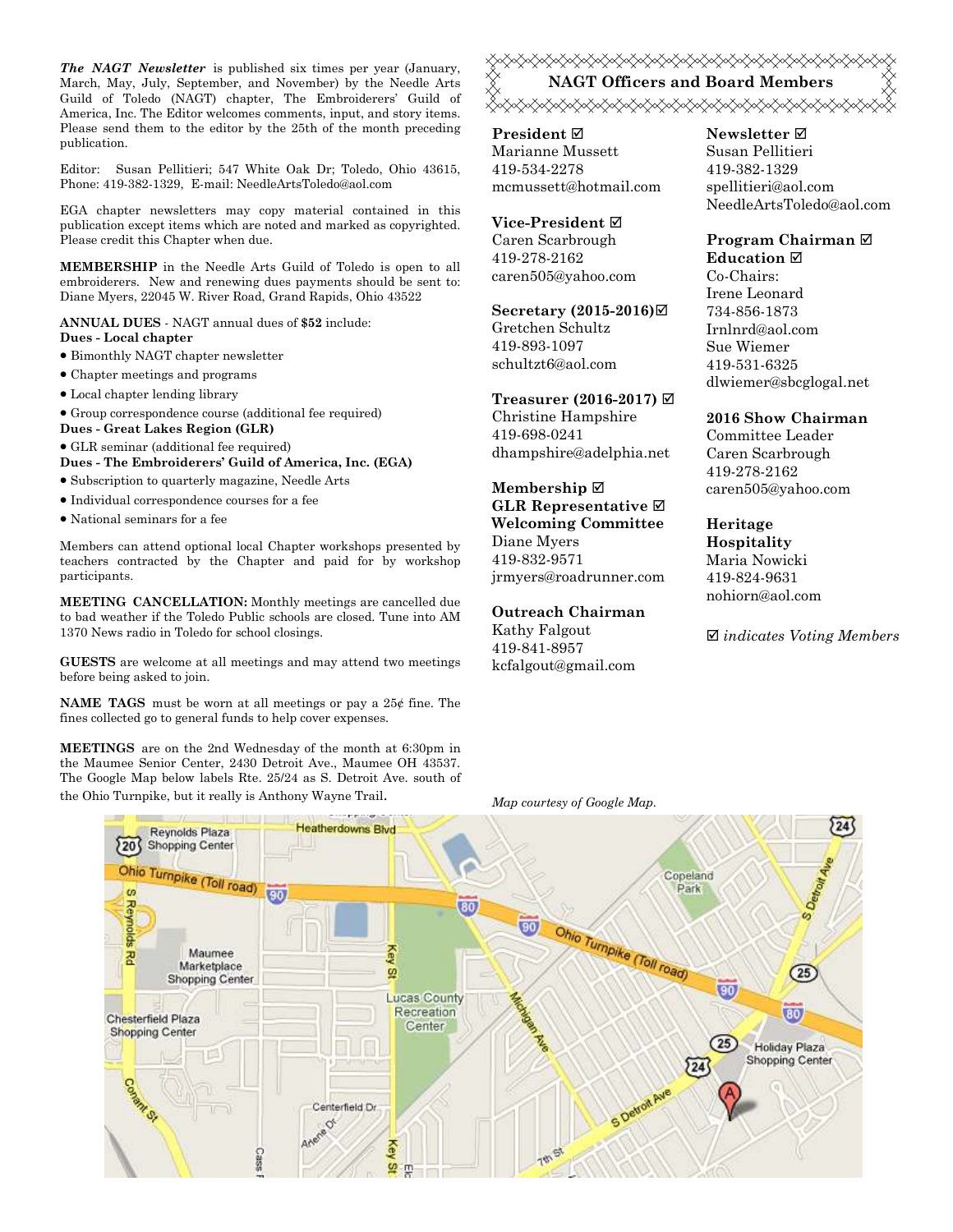***The NAGT Newsletter*** is published six times per year (January, March, May, July, September, and November) by the Needle Arts Guild of Toledo (NAGT) chapter, The Embroiderers' Guild of America, Inc. The Editor welcomes comments, input, and story items. Please send them to the editor by the 25th of the month preceding publication.

Editor: Susan Pellitieri; 547 White Oak Dr; Toledo, Ohio 43615, Phone: 419-382-1329, E-mail: NeedleArtsToledo@aol.com

EGA chapter newsletters may copy material contained in this publication except items which are noted and marked as copyrighted. Please credit this Chapter when due.

**MEMBERSHIP** in the Needle Arts Guild of Toledo is open to all embroiderers. New and renewing dues payments should be sent to: Diane Myers, 22045 W. River Road, Grand Rapids, Ohio 43522

**ANNUAL DUES** - NAGT annual dues of **$52** include:

**Dues - Local chapter**

- Bimonthly NAGT chapter newsletter
- Chapter meetings and programs
- Local chapter lending library
- Group correspondence course (additional fee required)

**Dues - Great Lakes Region (GLR)**

- GLR seminar (additional fee required)

**Dues - The Embroiderers' Guild of America, Inc. (EGA)**

- Subscription to quarterly magazine, Needle Arts
- Individual correspondence courses for a fee
- National seminars for a fee

Members can attend optional local Chapter workshops presented by teachers contracted by the Chapter and paid for by workshop participants.

**MEETING CANCELLATION:** Monthly meetings are cancelled due to bad weather if the Toledo Public schools are closed. Tune into AM 1370 News radio in Toledo for school closings.

**GUESTS** are welcome at all meetings and may attend two meetings before being asked to join.

**NAME TAGS** must be worn at all meetings or pay a 25¢ fine. The fines collected go to general funds to help cover expenses.

**MEETINGS** are on the 2nd Wednesday of the month at 6:30pm in the Maumee Senior Center, 2430 Detroit Ave., Maumee OH 43537. The Google Map below labels Rte. 25/24 as S. Detroit Ave. south of the Ohio Turnpike, but it really is Anthony Wayne Trail.

## NAGT Officers and Board Members

**President ☑**
Marianne Mussett
419-534-2278
mcmussett@hotmail.com

**Vice-President ☑**
Caren Scarbrough
419-278-2162
caren505@yahoo.com

**Secretary (2015-2016)☑**
Gretchen Schultz
419-893-1097
schultzt6@aol.com

**Treasurer (2016-2017) ☑**
Christine Hampshire
419-698-0241
dhampshire@adelphia.net

**Membership ☑**
**GLR Representative ☑**
**Welcoming Committee**
Diane Myers
419-832-9571
jrmyers@roadrunner.com

**Outreach Chairman**
Kathy Falgout
419-841-8957
kcfalgout@gmail.com

**Newsletter ☑**
Susan Pellitieri
419-382-1329
spellitieri@aol.com
NeedleArtsToledo@aol.com

**Program Chairman ☑**
**Education ☑**
Co-Chairs:
Irene Leonard
734-856-1873
Irnlnrd@aol.com
Sue Wiemer
419-531-6325
dlwiemer@sbcglogal.net

**2016 Show Chairman**
Committee Leader
Caren Scarbrough
419-278-2162
caren505@yahoo.com

**Heritage**
**Hospitality**
Maria Nowicki
419-824-9631
nohiorn@aol.com

☑ *indicates Voting Members*

*Map courtesy of Google Map.*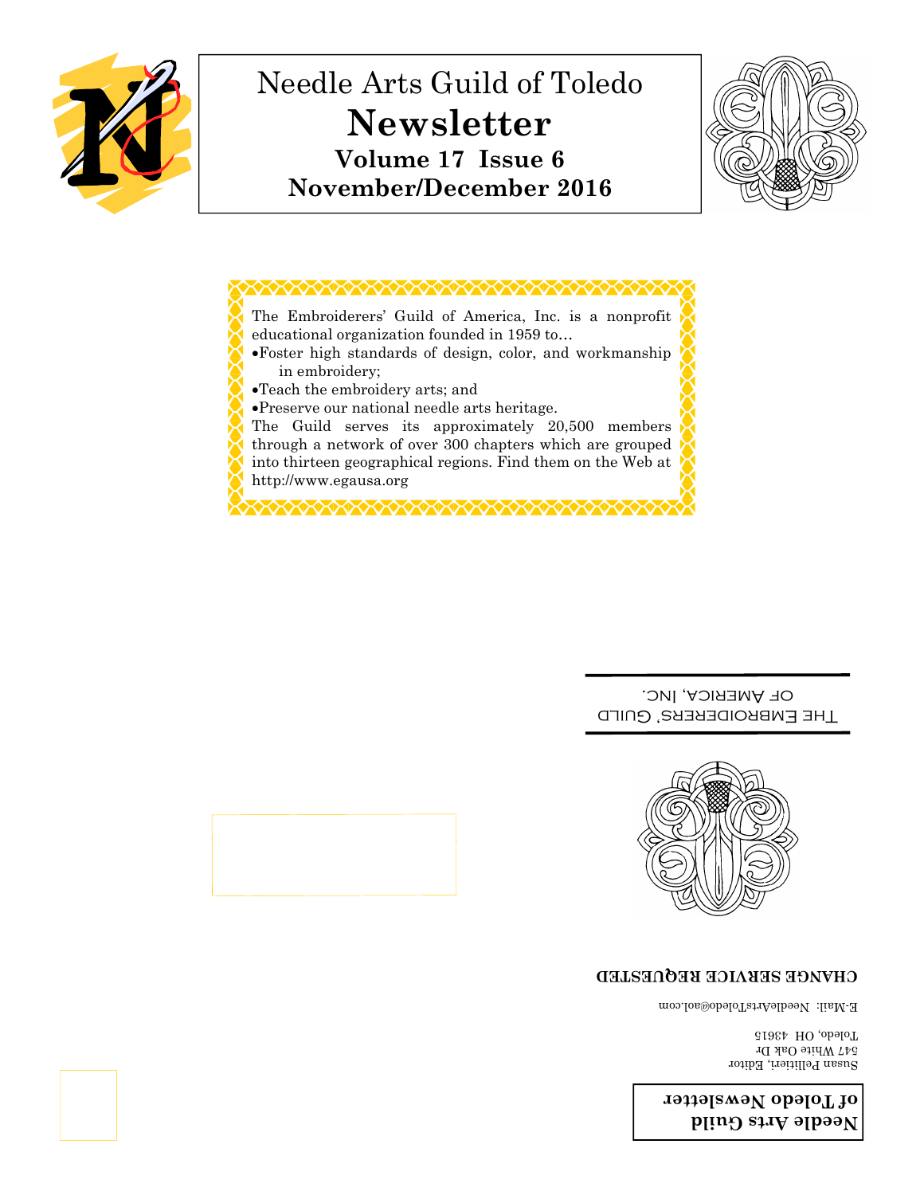# Needle Arts Guild of Toledo

## Newsletter

### Volume 17 Issue 6

### November/December 2016

The Embroiderers' Guild of America, Inc. is a nonprofit educational organization founded in 1959 to…

- Foster high standards of design, color, and workmanship in embroidery;
- Teach the embroidery arts; and
- Preserve our national needle arts heritage.

The Guild serves its approximately 20,500 members through a network of over 300 chapters which are grouped into thirteen geographical regions. Find them on the Web at http://www.egausa.org

THE EMBROIDERERS' GUILD OF AMERICA, INC.

**CHANGE SERVICE REQUESTED**

E-Mail: NeedleArtsToledo@aol.com

Susan Pellitieri, Editor
547 White Oak Dr
Toledo, OH 43615

**Needle Arts Guild of Toledo Newsletter**